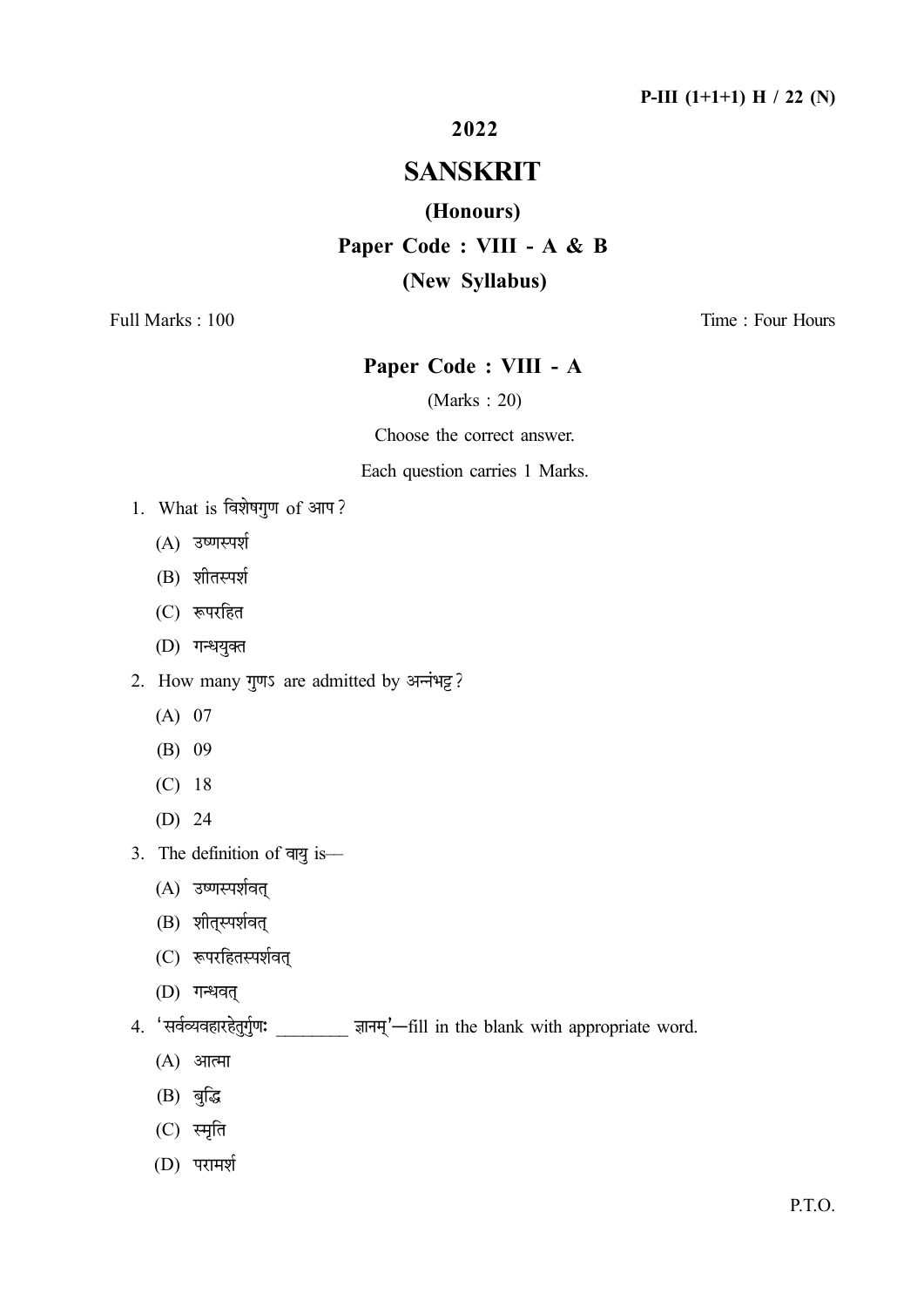P-III (1+1+1) H / 22 (N)

# 2022

# SANSKRIT

## (Honours)

## Paper Code : VIII - A & B

## (New Syllabus)

Full Marks : 100 | Time : Four Hours

## Paper Code : VIII - A

(Marks : 20)

Choose the correct answer.

Each question carries 1 Marks.

1. What is विशेषगुण of आप ?
   (A) उष्णस्पर्श
   (B) शीतस्पर्श
   (C) रूपरहित
   (D) गन्धयुक्त

2. How many गुणऽ are admitted by अन्नंभट्ट ?
   (A) 07
   (B) 09
   (C) 18
   (D) 24

3. The definition of वायु is—
   (A) उष्णस्पर्शवत्
   (B) शीत्स्पर्शवत्
   (C) रूपरहितस्पर्शवत्
   (D) गन्धवत्

4. 'सर्वव्यवहारहेतुर्गुणः ________ ज्ञानम्'—fill in the blank with appropriate word.
   (A) आत्मा
   (B) बुद्धि
   (C) स्मृति
   (D) परामर्श

P.T.O.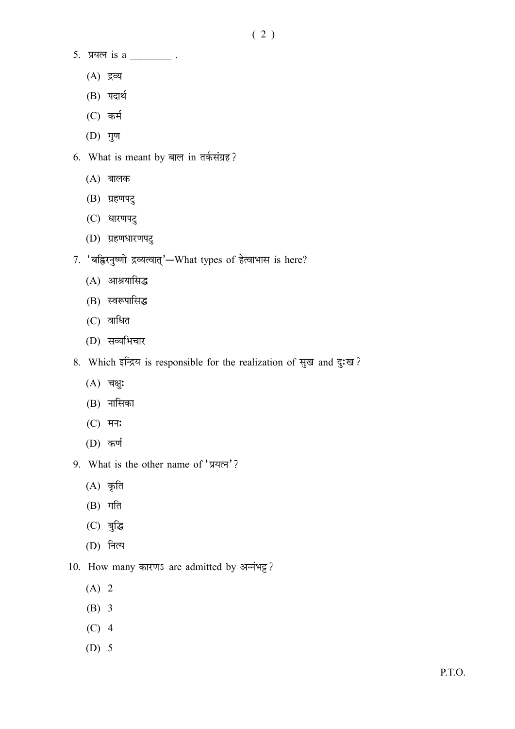5. प्रयत्न is a ________ .

   (A) द्रव्य

   (B) पदार्थ

   (C) कर्म

   (D) गुण

6. What is meant by बाल in तर्कसंग्रह ?

   (A) बालक

   (B) ग्रहणपटु

   (C) धारणपटु

   (D) ग्रहणधारणपटु

7. 'बह्निरनुष्णो द्रव्यत्वात्'—What types of हेत्वाभास is here?

   (A) आश्रयासिद्ध

   (B) स्वरूपासिद्ध

   (C) वाधित

   (D) सव्यभिचार

8. Which इन्द्रिय is responsible for the realization of सुख and दुःख ?

   (A) चक्षुः

   (B) नासिका

   (C) मनः

   (D) कर्ण

9. What is the other name of 'प्रयत्न' ?

   (A) कृति

   (B) गति

   (C) बुद्धि

   (D) नित्य

10. How many कारणऽ are admitted by अन्नंभट्ट ?

    (A) 2

    (B) 3

    (C) 4

    (D) 5

P.T.O.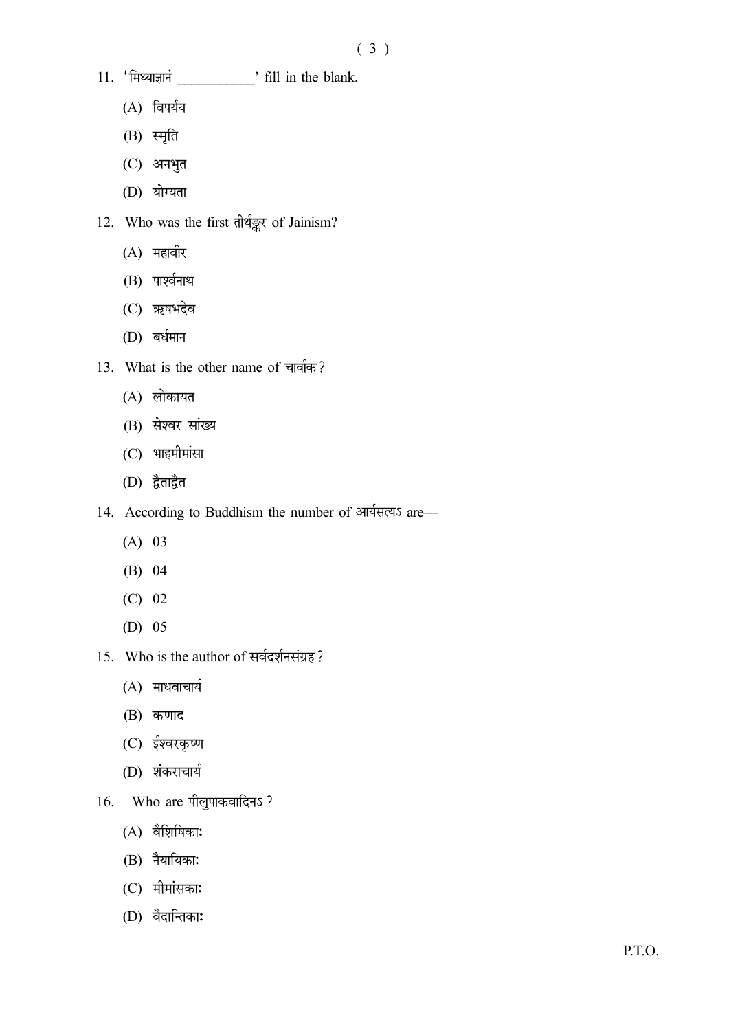11. 'मिथ्याज्ञानं ___________' fill in the blank.

    (A) विपर्यय

    (B) स्मृति

    (C) अनभुत

    (D) योग्यता

12. Who was the first तीर्थङ्कर of Jainism?

    (A) महावीर

    (B) पार्श्वनाथ

    (C) ऋषभदेव

    (D) बर्धमान

13. What is the other name of चार्वाक ?

    (A) लोकायत

    (B) सेश्वर सांख्य

    (C) भाहमीमांसा

    (D) द्वैताद्वैत

14. According to Buddhism the number of आर्यसत्यऽ are—

    (A) 03

    (B) 04

    (C) 02

    (D) 05

15. Who is the author of सर्वदर्शनसंग्रह ?

    (A) माधवाचार्य

    (B) कणाद

    (C) ईश्वरकृष्ण

    (D) शंकराचार्य

16. Who are पीलुपाकवादिनऽ ?

    (A) वैशिषिकाः

    (B) नैयायिकाः

    (C) मीमांसकाः

    (D) वैदान्तिकाः

P.T.O.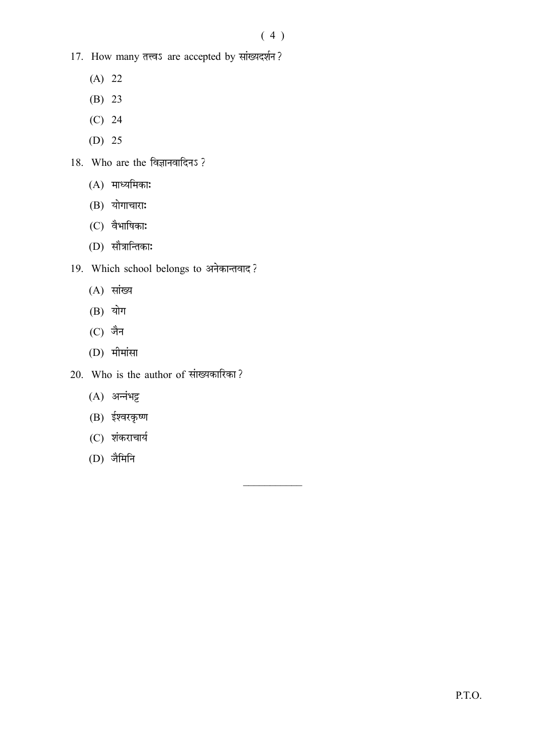17. How many तत्त्वऽ are accepted by सांख्यदर्शन ?

    (A) 22

    (B) 23

    (C) 24

    (D) 25

18. Who are the विज्ञानवादिनऽ ?

    (A) माध्यमिकाः

    (B) योगाचाराः

    (C) वैभाषिकाः

    (D) सौत्रान्तिकाः

19. Which school belongs to अनेकान्तवाद ?

    (A) सांख्य

    (B) योग

    (C) जैन

    (D) मीमांसा

20. Who is the author of सांख्यकारिका ?

    (A) अन्नंभट्ट

    (B) ईश्वरकृष्ण

    (C) शंकराचार्य

    (D) जैमिनि

---

P.T.O.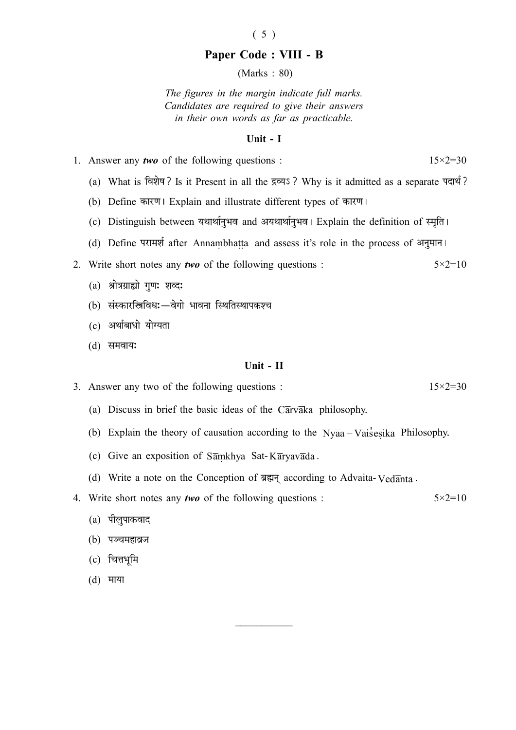## Paper Code : VIII - B

(Marks : 80)

*The figures in the margin indicate full marks.*
*Candidates are required to give their answers*
*in their own words as far as practicable.*

### Unit - I

1. Answer any ***two*** of the following questions : 15×2=30

   (a) What is विशेष ? Is it Present in all the द्रव्यऽ ? Why is it admitted as a separate पदार्थ ?

   (b) Define कारण। Explain and illustrate different types of कारण।

   (c) Distinguish between यथार्थानुभव and अयथार्थानुभव। Explain the definition of स्मृति।

   (d) Define परामर्श after Annaṃbhaṭṭa and assess it's role in the process of अनुमान।

2. Write short notes any ***two*** of the following questions : 5×2=10

   (a) श्रोत्रग्राह्यो गुणः शव्दः

   (b) संस्कारस्त्रिविधः—वेगो भावना स्थितिस्थापकश्च

   (c) अर्थाबाधो योग्यता

   (d) समवायः

### Unit - II

3. Answer any two of the following questions : 15×2=30

   (a) Discuss in brief the basic ideas of the Cārvāka philosophy.

   (b) Explain the theory of causation according to the Nyāa – Vaiśeṣika Philosophy.

   (c) Give an exposition of Sāṃkhya Sat-Kāryavāda.

   (d) Write a note on the Conception of ब्रह्मन् according to Advaita-Vedānta.

4. Write short notes any ***two*** of the following questions : 5×2=10

   (a) पीलुपाकवाद

   (b) पञ्चमहाव्रज

   (c) चित्तभूमि

   (d) माया